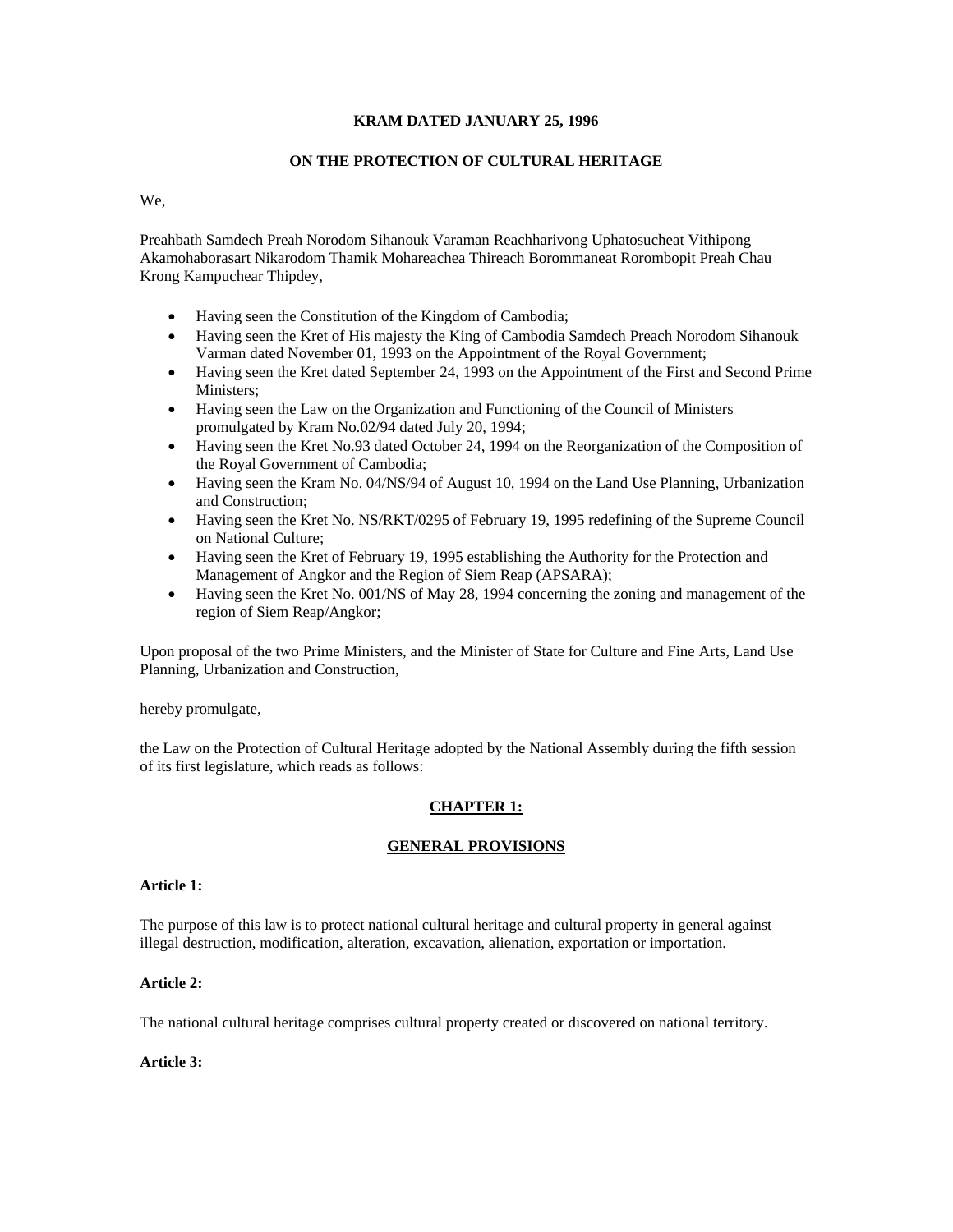**KRAM DATED JANUARY 25, 1996**

**ON THE PROTECTION OF CULTURAL HERITAGE**

We,

Preahbath Samdech Preah Norodom Sihanouk Varaman Reachharivong Uphatosucheat Vithipong Akamohaborasart Nikarodom Thamik Mohareachea Thireach Borommaneat Rorombopit Preah Chau Krong Kampuchear Thipdey,

- Having seen the Constitution of the Kingdom of Cambodia;
- Having seen the Kret of His majesty the King of Cambodia Samdech Preach Norodom Sihanouk Varman dated November 01, 1993 on the Appointment of the Royal Government;
- Having seen the Kret dated September 24, 1993 on the Appointment of the First and Second Prime Ministers;
- Having seen the Law on the Organization and Functioning of the Council of Ministers promulgated by Kram No.02/94 dated July 20, 1994;
- Having seen the Kret No.93 dated October 24, 1994 on the Reorganization of the Composition of the Royal Government of Cambodia;
- Having seen the Kram No. 04/NS/94 of August 10, 1994 on the Land Use Planning, Urbanization and Construction;
- Having seen the Kret No. NS/RKT/0295 of February 19, 1995 redefining of the Supreme Council on National Culture;
- Having seen the Kret of February 19, 1995 establishing the Authority for the Protection and Management of Angkor and the Region of Siem Reap (APSARA);
- Having seen the Kret No. 001/NS of May 28, 1994 concerning the zoning and management of the region of Siem Reap/Angkor;

Upon proposal of the two Prime Ministers, and the Minister of State for Culture and Fine Arts, Land Use Planning, Urbanization and Construction,

hereby promulgate,

the Law on the Protection of Cultural Heritage adopted by the National Assembly during the fifth session of its first legislature, which reads as follows:

## CHAPTER 1:

## GENERAL PROVISIONS

**Article 1:**

The purpose of this law is to protect national cultural heritage and cultural property in general against illegal destruction, modification, alteration, excavation, alienation, exportation or importation.

**Article 2:**

The national cultural heritage comprises cultural property created or discovered on national territory.

**Article 3:**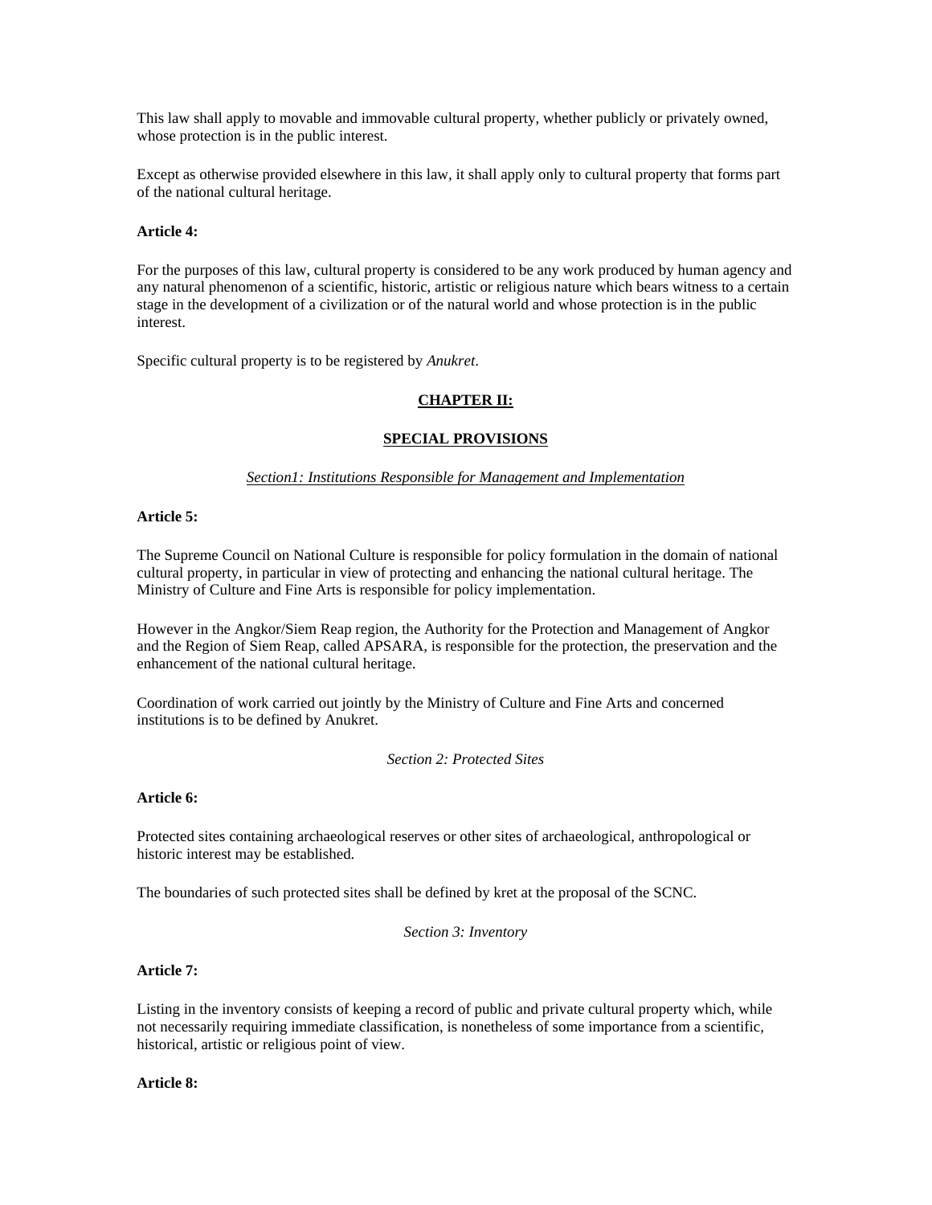This law shall apply to movable and immovable cultural property, whether publicly or privately owned, whose protection is in the public interest.

Except as otherwise provided elsewhere in this law, it shall apply only to cultural property that forms part of the national cultural heritage.

**Article 4:**

For the purposes of this law, cultural property is considered to be any work produced by human agency and any natural phenomenon of a scientific, historic, artistic or religious nature which bears witness to a certain stage in the development of a civilization or of the natural world and whose protection is in the public interest.

Specific cultural property is to be registered by *Anukret*.

## CHAPTER II:

## SPECIAL PROVISIONS

### *Section1: Institutions Responsible for Management and Implementation*

**Article 5:**

The Supreme Council on National Culture is responsible for policy formulation in the domain of national cultural property, in particular in view of protecting and enhancing the national cultural heritage. The Ministry of Culture and Fine Arts is responsible for policy implementation.

However in the Angkor/Siem Reap region, the Authority for the Protection and Management of Angkor and the Region of Siem Reap, called APSARA, is responsible for the protection, the preservation and the enhancement of the national cultural heritage.

Coordination of work carried out jointly by the Ministry of Culture and Fine Arts and concerned institutions is to be defined by Anukret.

### *Section 2: Protected Sites*

**Article 6:**

Protected sites containing archaeological reserves or other sites of archaeological, anthropological or historic interest may be established.

The boundaries of such protected sites shall be defined by kret at the proposal of the SCNC.

### *Section 3: Inventory*

**Article 7:**

Listing in the inventory consists of keeping a record of public and private cultural property which, while not necessarily requiring immediate classification, is nonetheless of some importance from a scientific, historical, artistic or religious point of view.

**Article 8:**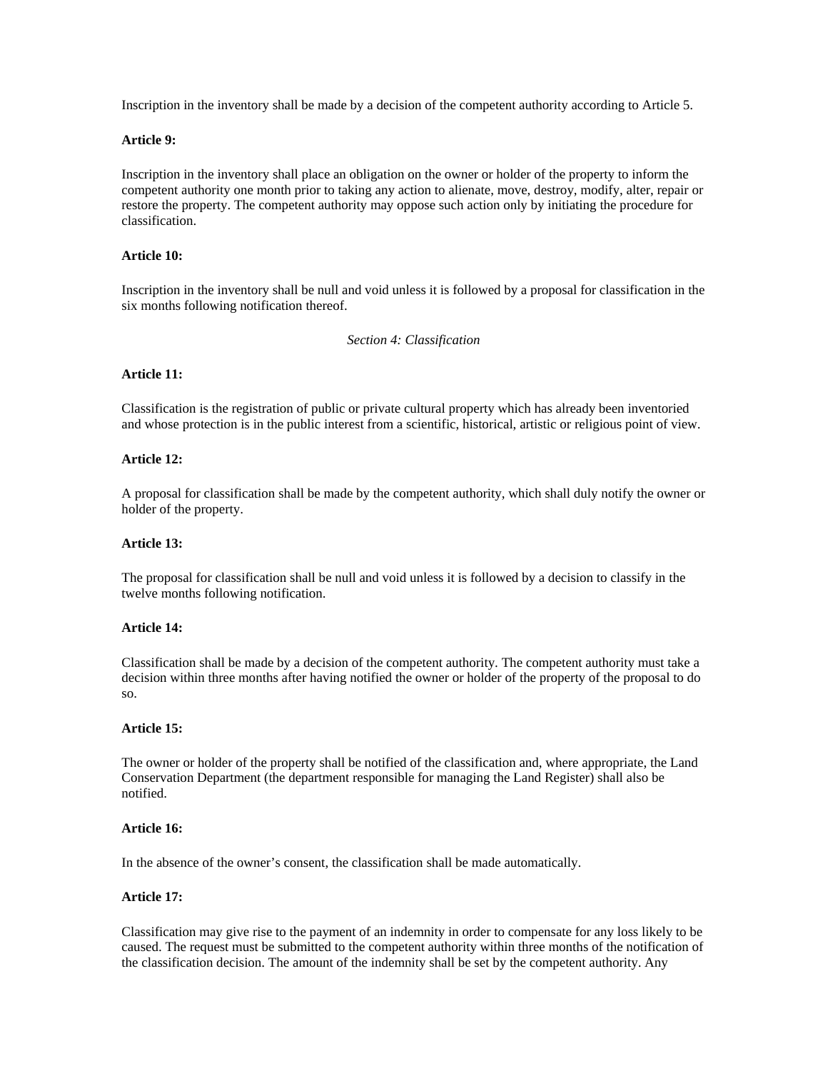Inscription in the inventory shall be made by a decision of the competent authority according to Article 5.

**Article 9:**

Inscription in the inventory shall place an obligation on the owner or holder of the property to inform the competent authority one month prior to taking any action to alienate, move, destroy, modify, alter, repair or restore the property. The competent authority may oppose such action only by initiating the procedure for classification.

**Article 10:**

Inscription in the inventory shall be null and void unless it is followed by a proposal for classification in the six months following notification thereof.

*Section 4: Classification*

**Article 11:**

Classification is the registration of public or private cultural property which has already been inventoried and whose protection is in the public interest from a scientific, historical, artistic or religious point of view.

**Article 12:**

A proposal for classification shall be made by the competent authority, which shall duly notify the owner or holder of the property.

**Article 13:**

The proposal for classification shall be null and void unless it is followed by a decision to classify in the twelve months following notification.

**Article 14:**

Classification shall be made by a decision of the competent authority. The competent authority must take a decision within three months after having notified the owner or holder of the property of the proposal to do so.

**Article 15:**

The owner or holder of the property shall be notified of the classification and, where appropriate, the Land Conservation Department (the department responsible for managing the Land Register) shall also be notified.

**Article 16:**

In the absence of the owner's consent, the classification shall be made automatically.

**Article 17:**

Classification may give rise to the payment of an indemnity in order to compensate for any loss likely to be caused. The request must be submitted to the competent authority within three months of the notification of the classification decision. The amount of the indemnity shall be set by the competent authority. Any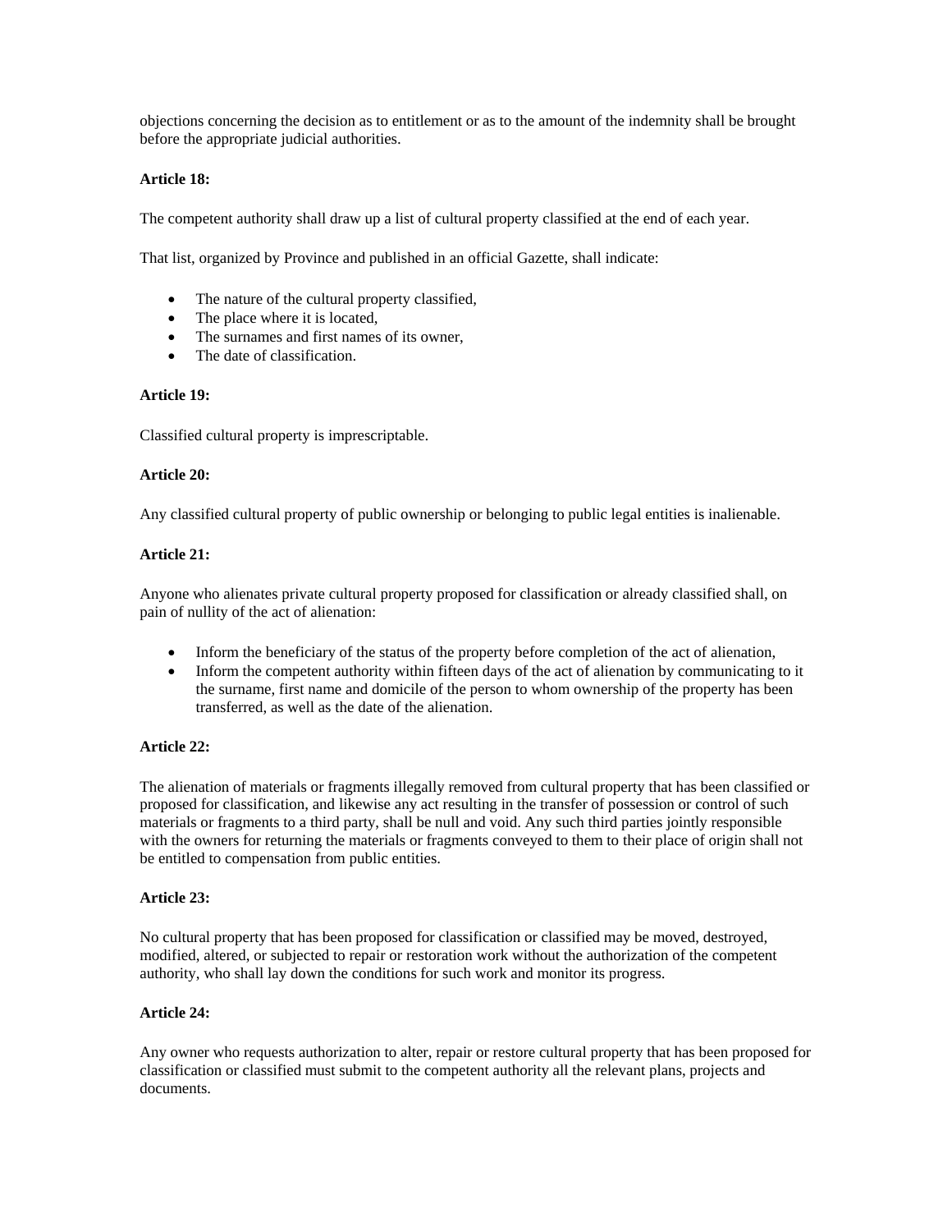objections concerning the decision as to entitlement or as to the amount of the indemnity shall be brought before the appropriate judicial authorities.

**Article 18:**

The competent authority shall draw up a list of cultural property classified at the end of each year.

That list, organized by Province and published in an official Gazette, shall indicate:

- The nature of the cultural property classified,
- The place where it is located,
- The surnames and first names of its owner,
- The date of classification.

**Article 19:**

Classified cultural property is imprescriptable.

**Article 20:**

Any classified cultural property of public ownership or belonging to public legal entities is inalienable.

**Article 21:**

Anyone who alienates private cultural property proposed for classification or already classified shall, on pain of nullity of the act of alienation:

- Inform the beneficiary of the status of the property before completion of the act of alienation,
- Inform the competent authority within fifteen days of the act of alienation by communicating to it the surname, first name and domicile of the person to whom ownership of the property has been transferred, as well as the date of the alienation.

**Article 22:**

The alienation of materials or fragments illegally removed from cultural property that has been classified or proposed for classification, and likewise any act resulting in the transfer of possession or control of such materials or fragments to a third party, shall be null and void. Any such third parties jointly responsible with the owners for returning the materials or fragments conveyed to them to their place of origin shall not be entitled to compensation from public entities.

**Article 23:**

No cultural property that has been proposed for classification or classified may be moved, destroyed, modified, altered, or subjected to repair or restoration work without the authorization of the competent authority, who shall lay down the conditions for such work and monitor its progress.

**Article 24:**

Any owner who requests authorization to alter, repair or restore cultural property that has been proposed for classification or classified must submit to the competent authority all the relevant plans, projects and documents.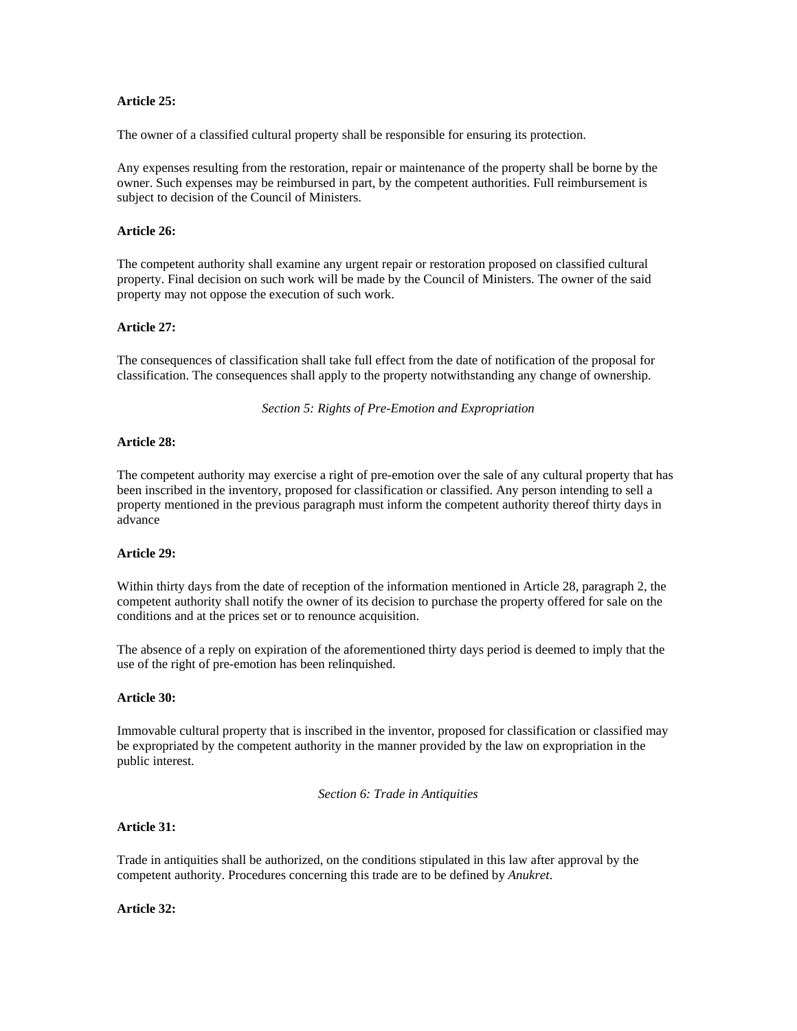**Article 25:**

The owner of a classified cultural property shall be responsible for ensuring its protection.

Any expenses resulting from the restoration, repair or maintenance of the property shall be borne by the owner. Such expenses may be reimbursed in part, by the competent authorities. Full reimbursement is subject to decision of the Council of Ministers.

**Article 26:**

The competent authority shall examine any urgent repair or restoration proposed on classified cultural property. Final decision on such work will be made by the Council of Ministers. The owner of the said property may not oppose the execution of such work.

**Article 27:**

The consequences of classification shall take full effect from the date of notification of the proposal for classification. The consequences shall apply to the property notwithstanding any change of ownership.

*Section 5: Rights of Pre-Emotion and Expropriation*

**Article 28:**

The competent authority may exercise a right of pre-emotion over the sale of any cultural property that has been inscribed in the inventory, proposed for classification or classified. Any person intending to sell a property mentioned in the previous paragraph must inform the competent authority thereof thirty days in advance

**Article 29:**

Within thirty days from the date of reception of the information mentioned in Article 28, paragraph 2, the competent authority shall notify the owner of its decision to purchase the property offered for sale on the conditions and at the prices set or to renounce acquisition.

The absence of a reply on expiration of the aforementioned thirty days period is deemed to imply that the use of the right of pre-emotion has been relinquished.

**Article 30:**

Immovable cultural property that is inscribed in the inventor, proposed for classification or classified may be expropriated by the competent authority in the manner provided by the law on expropriation in the public interest.

*Section 6: Trade in Antiquities*

**Article 31:**

Trade in antiquities shall be authorized, on the conditions stipulated in this law after approval by the competent authority. Procedures concerning this trade are to be defined by *Anukret*.

**Article 32:**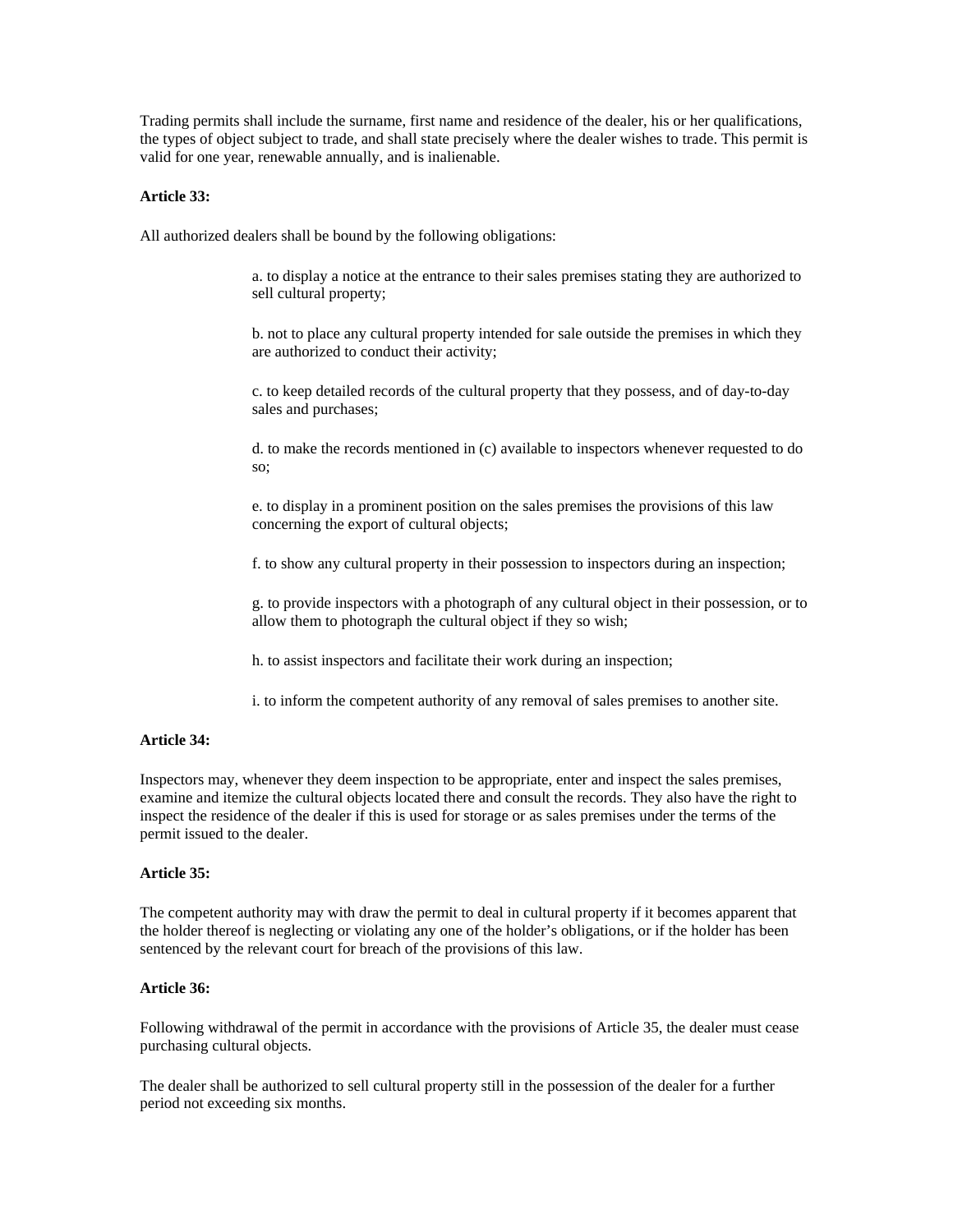Trading permits shall include the surname, first name and residence of the dealer, his or her qualifications, the types of object subject to trade, and shall state precisely where the dealer wishes to trade. This permit is valid for one year, renewable annually, and is inalienable.

**Article 33:**

All authorized dealers shall be bound by the following obligations:

a. to display a notice at the entrance to their sales premises stating they are authorized to sell cultural property;

b. not to place any cultural property intended for sale outside the premises in which they are authorized to conduct their activity;

c. to keep detailed records of the cultural property that they possess, and of day-to-day sales and purchases;

d. to make the records mentioned in (c) available to inspectors whenever requested to do so;

e. to display in a prominent position on the sales premises the provisions of this law concerning the export of cultural objects;

f. to show any cultural property in their possession to inspectors during an inspection;

g. to provide inspectors with a photograph of any cultural object in their possession, or to allow them to photograph the cultural object if they so wish;

h. to assist inspectors and facilitate their work during an inspection;

i. to inform the competent authority of any removal of sales premises to another site.

**Article 34:**

Inspectors may, whenever they deem inspection to be appropriate, enter and inspect the sales premises, examine and itemize the cultural objects located there and consult the records. They also have the right to inspect the residence of the dealer if this is used for storage or as sales premises under the terms of the permit issued to the dealer.

**Article 35:**

The competent authority may with draw the permit to deal in cultural property if it becomes apparent that the holder thereof is neglecting or violating any one of the holder's obligations, or if the holder has been sentenced by the relevant court for breach of the provisions of this law.

**Article 36:**

Following withdrawal of the permit in accordance with the provisions of Article 35, the dealer must cease purchasing cultural objects.

The dealer shall be authorized to sell cultural property still in the possession of the dealer for a further period not exceeding six months.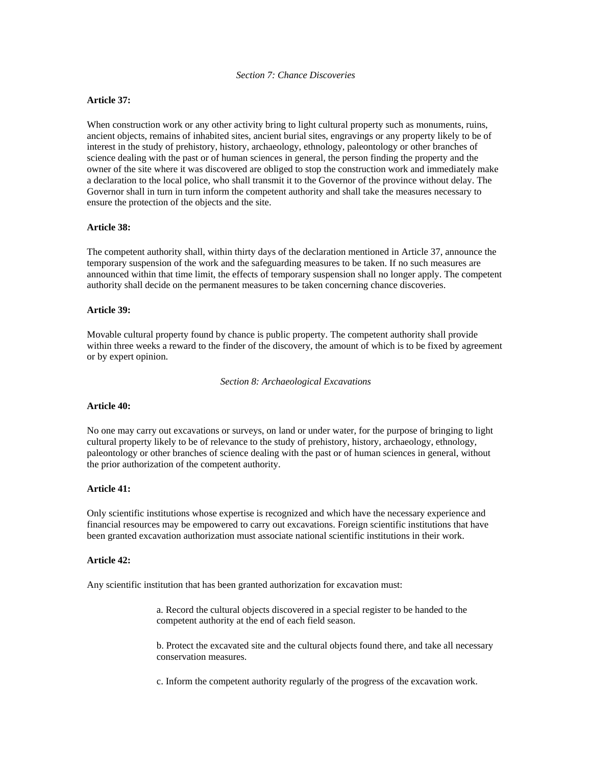*Section 7: Chance Discoveries*

**Article 37:**

When construction work or any other activity bring to light cultural property such as monuments, ruins, ancient objects, remains of inhabited sites, ancient burial sites, engravings or any property likely to be of interest in the study of prehistory, history, archaeology, ethnology, paleontology or other branches of science dealing with the past or of human sciences in general, the person finding the property and the owner of the site where it was discovered are obliged to stop the construction work and immediately make a declaration to the local police, who shall transmit it to the Governor of the province without delay. The Governor shall in turn in turn inform the competent authority and shall take the measures necessary to ensure the protection of the objects and the site.

**Article 38:**

The competent authority shall, within thirty days of the declaration mentioned in Article 37, announce the temporary suspension of the work and the safeguarding measures to be taken. If no such measures are announced within that time limit, the effects of temporary suspension shall no longer apply. The competent authority shall decide on the permanent measures to be taken concerning chance discoveries.

**Article 39:**

Movable cultural property found by chance is public property. The competent authority shall provide within three weeks a reward to the finder of the discovery, the amount of which is to be fixed by agreement or by expert opinion.

*Section 8: Archaeological Excavations*

**Article 40:**

No one may carry out excavations or surveys, on land or under water, for the purpose of bringing to light cultural property likely to be of relevance to the study of prehistory, history, archaeology, ethnology, paleontology or other branches of science dealing with the past or of human sciences in general, without the prior authorization of the competent authority.

**Article 41:**

Only scientific institutions whose expertise is recognized and which have the necessary experience and financial resources may be empowered to carry out excavations. Foreign scientific institutions that have been granted excavation authorization must associate national scientific institutions in their work.

**Article 42:**

Any scientific institution that has been granted authorization for excavation must:

a. Record the cultural objects discovered in a special register to be handed to the competent authority at the end of each field season.

b. Protect the excavated site and the cultural objects found there, and take all necessary conservation measures.

c. Inform the competent authority regularly of the progress of the excavation work.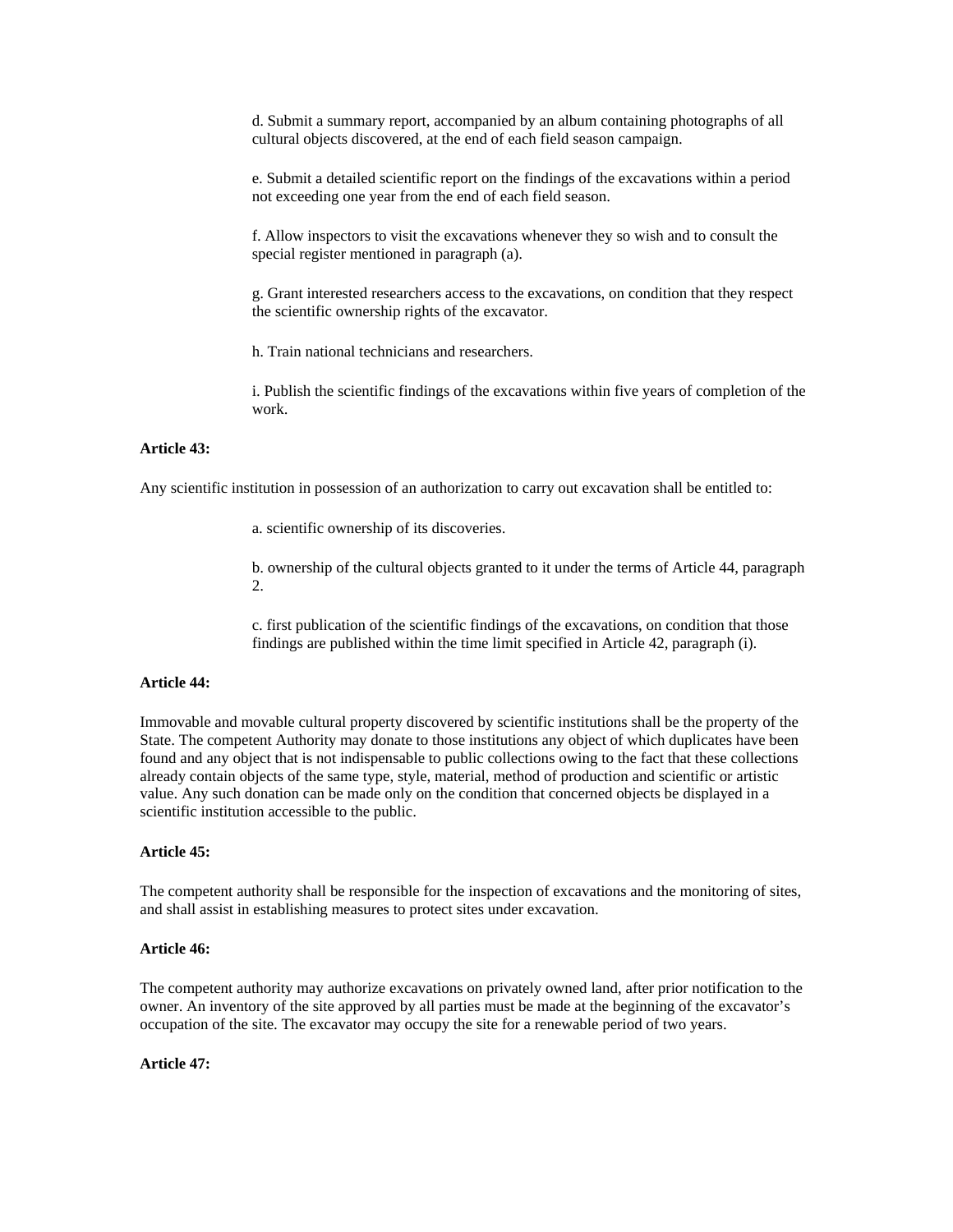d. Submit a summary report, accompanied by an album containing photographs of all cultural objects discovered, at the end of each field season campaign.

e. Submit a detailed scientific report on the findings of the excavations within a period not exceeding one year from the end of each field season.

f. Allow inspectors to visit the excavations whenever they so wish and to consult the special register mentioned in paragraph (a).

g. Grant interested researchers access to the excavations, on condition that they respect the scientific ownership rights of the excavator.

h. Train national technicians and researchers.

i. Publish the scientific findings of the excavations within five years of completion of the work.

**Article 43:**

Any scientific institution in possession of an authorization to carry out excavation shall be entitled to:

a. scientific ownership of its discoveries.

b. ownership of the cultural objects granted to it under the terms of Article 44, paragraph 2.

c. first publication of the scientific findings of the excavations, on condition that those findings are published within the time limit specified in Article 42, paragraph (i).

**Article 44:**

Immovable and movable cultural property discovered by scientific institutions shall be the property of the State. The competent Authority may donate to those institutions any object of which duplicates have been found and any object that is not indispensable to public collections owing to the fact that these collections already contain objects of the same type, style, material, method of production and scientific or artistic value. Any such donation can be made only on the condition that concerned objects be displayed in a scientific institution accessible to the public.

**Article 45:**

The competent authority shall be responsible for the inspection of excavations and the monitoring of sites, and shall assist in establishing measures to protect sites under excavation.

**Article 46:**

The competent authority may authorize excavations on privately owned land, after prior notification to the owner. An inventory of the site approved by all parties must be made at the beginning of the excavator's occupation of the site. The excavator may occupy the site for a renewable period of two years.

**Article 47:**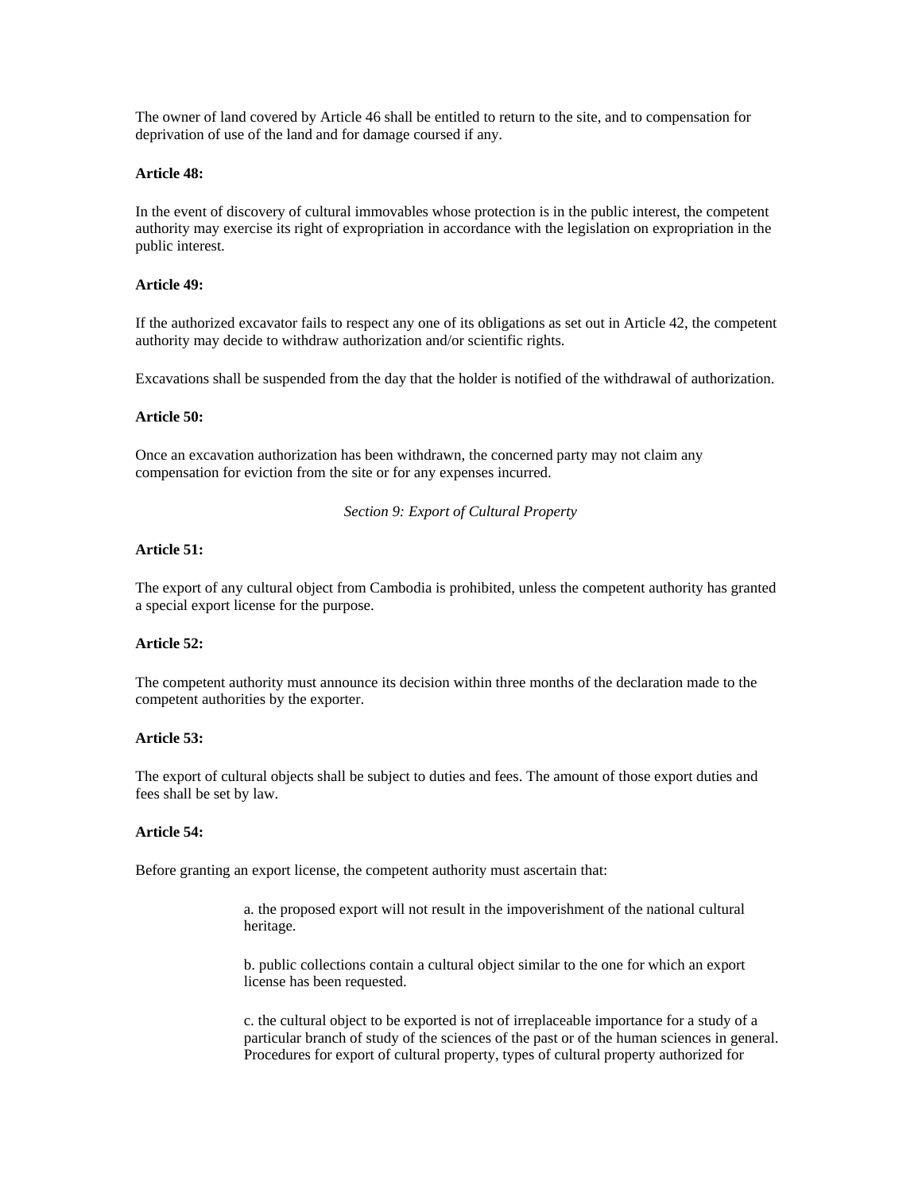The owner of land covered by Article 46 shall be entitled to return to the site, and to compensation for deprivation of use of the land and for damage coursed if any.

**Article 48:**

In the event of discovery of cultural immovables whose protection is in the public interest, the competent authority may exercise its right of expropriation in accordance with the legislation on expropriation in the public interest.

**Article 49:**

If the authorized excavator fails to respect any one of its obligations as set out in Article 42, the competent authority may decide to withdraw authorization and/or scientific rights.

Excavations shall be suspended from the day that the holder is notified of the withdrawal of authorization.

**Article 50:**

Once an excavation authorization has been withdrawn, the concerned party may not claim any compensation for eviction from the site or for any expenses incurred.

*Section 9: Export of Cultural Property*

**Article 51:**

The export of any cultural object from Cambodia is prohibited, unless the competent authority has granted a special export license for the purpose.

**Article 52:**

The competent authority must announce its decision within three months of the declaration made to the competent authorities by the exporter.

**Article 53:**

The export of cultural objects shall be subject to duties and fees. The amount of those export duties and fees shall be set by law.

**Article 54:**

Before granting an export license, the competent authority must ascertain that:

> a. the proposed export will not result in the impoverishment of the national cultural heritage.
>
> b. public collections contain a cultural object similar to the one for which an export license has been requested.
>
> c. the cultural object to be exported is not of irreplaceable importance for a study of a particular branch of study of the sciences of the past or of the human sciences in general. Procedures for export of cultural property, types of cultural property authorized for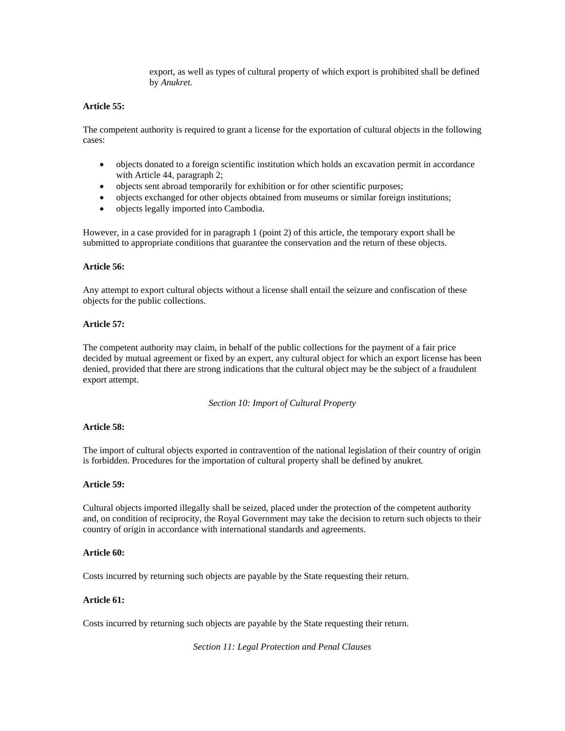export, as well as types of cultural property of which export is prohibited shall be defined by *Anukret.*

**Article 55:**

The competent authority is required to grant a license for the exportation of cultural objects in the following cases:

- objects donated to a foreign scientific institution which holds an excavation permit in accordance with Article 44, paragraph 2;
- objects sent abroad temporarily for exhibition or for other scientific purposes;
- objects exchanged for other objects obtained from museums or similar foreign institutions;
- objects legally imported into Cambodia.

However, in a case provided for in paragraph 1 (point 2) of this article, the temporary export shall be submitted to appropriate conditions that guarantee the conservation and the return of these objects.

**Article 56:**

Any attempt to export cultural objects without a license shall entail the seizure and confiscation of these objects for the public collections.

**Article 57:**

The competent authority may claim, in behalf of the public collections for the payment of a fair price decided by mutual agreement or fixed by an expert, any cultural object for which an export license has been denied, provided that there are strong indications that the cultural object may be the subject of a fraudulent export attempt.

*Section 10: Import of Cultural Property*

**Article 58:**

The import of cultural objects exported in contravention of the national legislation of their country of origin is forbidden. Procedures for the importation of cultural property shall be defined by anukret.

**Article 59:**

Cultural objects imported illegally shall be seized, placed under the protection of the competent authority and, on condition of reciprocity, the Royal Government may take the decision to return such objects to their country of origin in accordance with international standards and agreements.

**Article 60:**

Costs incurred by returning such objects are payable by the State requesting their return.

**Article 61:**

Costs incurred by returning such objects are payable by the State requesting their return.

*Section 11: Legal Protection and Penal Clauses*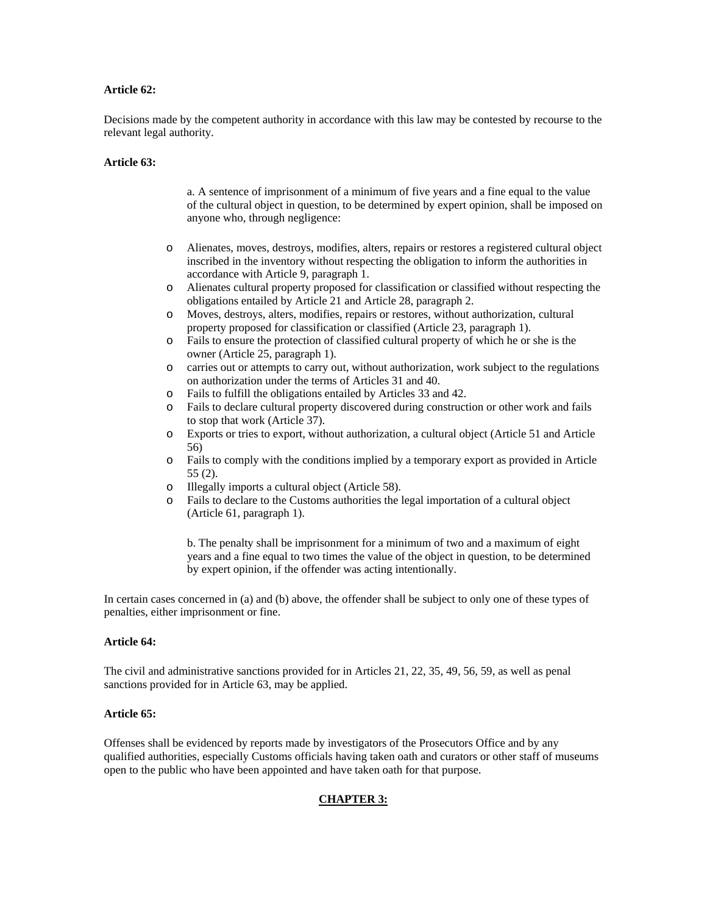**Article 62:**

Decisions made by the competent authority in accordance with this law may be contested by recourse to the relevant legal authority.

**Article 63:**

a. A sentence of imprisonment of a minimum of five years and a fine equal to the value of the cultural object in question, to be determined by expert opinion, shall be imposed on anyone who, through negligence:

- Alienates, moves, destroys, modifies, alters, repairs or restores a registered cultural object inscribed in the inventory without respecting the obligation to inform the authorities in accordance with Article 9, paragraph 1.
- Alienates cultural property proposed for classification or classified without respecting the obligations entailed by Article 21 and Article 28, paragraph 2.
- Moves, destroys, alters, modifies, repairs or restores, without authorization, cultural property proposed for classification or classified (Article 23, paragraph 1).
- Fails to ensure the protection of classified cultural property of which he or she is the owner (Article 25, paragraph 1).
- carries out or attempts to carry out, without authorization, work subject to the regulations on authorization under the terms of Articles 31 and 40.
- Fails to fulfill the obligations entailed by Articles 33 and 42.
- Fails to declare cultural property discovered during construction or other work and fails to stop that work (Article 37).
- Exports or tries to export, without authorization, a cultural object (Article 51 and Article 56)
- Fails to comply with the conditions implied by a temporary export as provided in Article 55 (2).
- Illegally imports a cultural object (Article 58).
- Fails to declare to the Customs authorities the legal importation of a cultural object (Article 61, paragraph 1).

b. The penalty shall be imprisonment for a minimum of two and a maximum of eight years and a fine equal to two times the value of the object in question, to be determined by expert opinion, if the offender was acting intentionally.

In certain cases concerned in (a) and (b) above, the offender shall be subject to only one of these types of penalties, either imprisonment or fine.

**Article 64:**

The civil and administrative sanctions provided for in Articles 21, 22, 35, 49, 56, 59, as well as penal sanctions provided for in Article 63, may be applied.

**Article 65:**

Offenses shall be evidenced by reports made by investigators of the Prosecutors Office and by any qualified authorities, especially Customs officials having taken oath and curators or other staff of museums open to the public who have been appointed and have taken oath for that purpose.

## CHAPTER 3: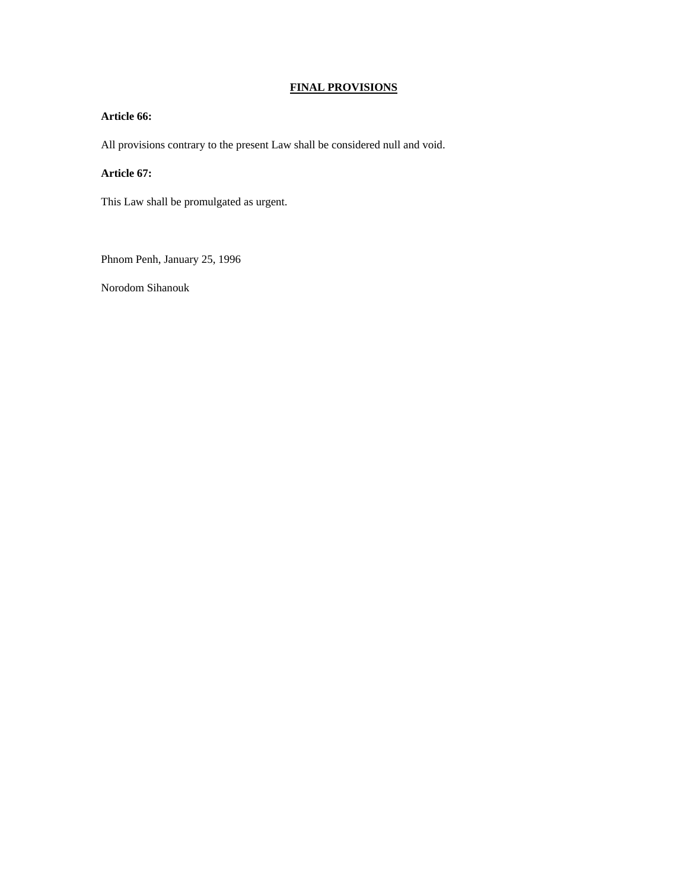## FINAL PROVISIONS

**Article 66:**

All provisions contrary to the present Law shall be considered null and void.

**Article 67:**

This Law shall be promulgated as urgent.

Phnom Penh, January 25, 1996

Norodom Sihanouk